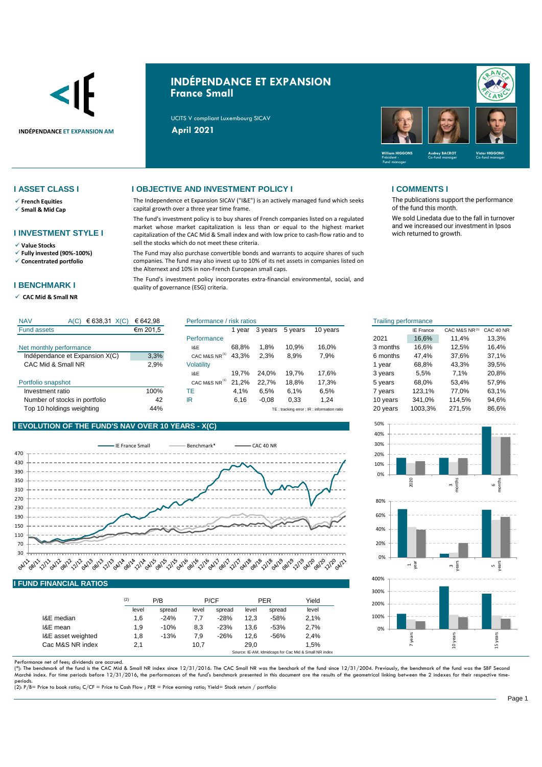INDÉPENDANCE ET EXPANSION AM

# INDÉPENDANCE ET EXPANSION
## France Small

UCITS V compliant Luxembourg SICAV

**April 2021**

William HIGGONS – Président - Fund manager; Audrey BACROT – Co-fund manager; Victor HIGGONS – Co-fund manager

## I ASSET CLASS I

- ✓ **French Equities**
- ✓ **Small & Mid Cap**

## I INVESTMENT STYLE I

- ✓ **Value Stocks**
- ✓ **Fully invested (90%-100%)**
- ✓ **Concentrated portfolio**

## I BENCHMARK I

- ✓ **CAC Mid & Small NR**

## I OBJECTIVE AND INVESTMENT POLICY I

The Independence et Expansion SICAV ("I&E") is an actively managed fund which seeks capital growth over a three year time frame.

The fund's investment policy is to buy shares of French companies listed on a regulated market whose market capitalization is less than or equal to the highest market capitalization of the CAC Mid & Small index and with low price to cash-flow ratio and to sell the stocks which do not meet these criteria.

The Fund may also purchase convertible bonds and warrants to acquire shares of such companies. The fund may also invest up to 10% of its net assets in companies listed on the Alternext and 10% in non-French European small caps.

The Fund's investment policy incorporates extra-financial environmental, social, and quality of governance (ESG) criteria.

## I COMMENTS I

The publications support the performance of the fund this month.

We sold Linedata due to the fall in turnover and we increased our investment in Ipsos wich returned to growth.

| NAV | A(C) € 638,31 X(C) | € 642,98 |
|---|---|---|
| Fund assets | | €m 201,5 |
| **Net monthly performance** | | |
| Indépendance et Expansion X(C) | | 3,3% |
| CAC Mid & Small NR | | 2,9% |
| **Portfolio snapshot** | | |
| Investment ratio | | 100% |
| Number of stocks in portfolio | | 42 |
| Top 10 holdings weighting | | 44% |

| Performance / risk ratios | 1 year | 3 years | 5 years | 10 years |
|---|---|---|---|---|
| **Performance** | | | | |
| I&E | 68,8% | 1,8% | 10,9% | 16,0% |
| CAC M&S NR[1] | 43,3% | 2,3% | 8,9% | 7,9% |
| **Volatility** | | | | |
| I&E | 19,7% | 24,0% | 19,7% | 17,6% |
| CAC M&S NR[1] | 21,2% | 22,7% | 18,8% | 17,3% |
| TE | 4,1% | 6,5% | 6,1% | 6,5% |
| IR | 6,16 | -0,08 | 0,33 | 1,24 |

TE : tracking error ; IR : information ratio

| Trailing performance | IE France | CAC M&S NR[1] | CAC 40 NR |
|---|---|---|---|
| 2021 | 16,6% | 11,4% | 13,3% |
| 3 months | 16,6% | 12,5% | 16,4% |
| 6 months | 47,4% | 37,6% | 37,1% |
| 1 year | 68,8% | 43,3% | 39,5% |
| 3 years | 5,5% | 7,1% | 20,8% |
| 5 years | 68,0% | 53,4% | 57,9% |
| 7 years | 123,1% | 77,0% | 63,1% |
| 10 years | 341,0% | 114,5% | 94,6% |
| 20 years | 1003,3% | 271,5% | 86,6% |

## I EVOLUTION OF THE FUND'S NAV OVER 10 YEARS - X(C)

Legend: IE France Small — Benchmark* — CAC 40 NR

## I FUND FINANCIAL RATIOS

| (2) | P/B | | P/CF | | PER | | Yield |
|---|---|---|---|---|---|---|---|
| | level | spread | level | spread | level | spread | level |
| I&E median | 1,6 | -24% | 7,7 | -28% | 12,3 | -58% | 2,1% |
| I&E mean | 1,9 | -10% | 8,3 | -23% | 13,6 | -53% | 2,7% |
| I&E asset weighted | 1,8 | -13% | 7,9 | -26% | 12,6 | -56% | 2,4% |
| Cac M&S NR index | 2,1 | | 10,7 | | 29,0 | | 1,5% |

Source: IE-AM, Idmidcaps for Cac Mid & Small NR index

Performance net of fees; dividends are accrued.

(*): The benchmark of the fund is the CAC Mid & Small NR index since 12/31/2016. The CAC Small NR was the benchark of the fund since 12/31/2004. Previously, the benchmark of the fund was the SBF Second Marché index. For time periods before 12/31/2016, the performances of the fund's benchmark presented in this document are the results of the geometrical linking between the 2 indexes for their respective time-periods.

(2): P/B= Price to book ratio; C/CF = Price to Cash Flow ; PER = Price earning ratio; Yield= Stock return / portfolio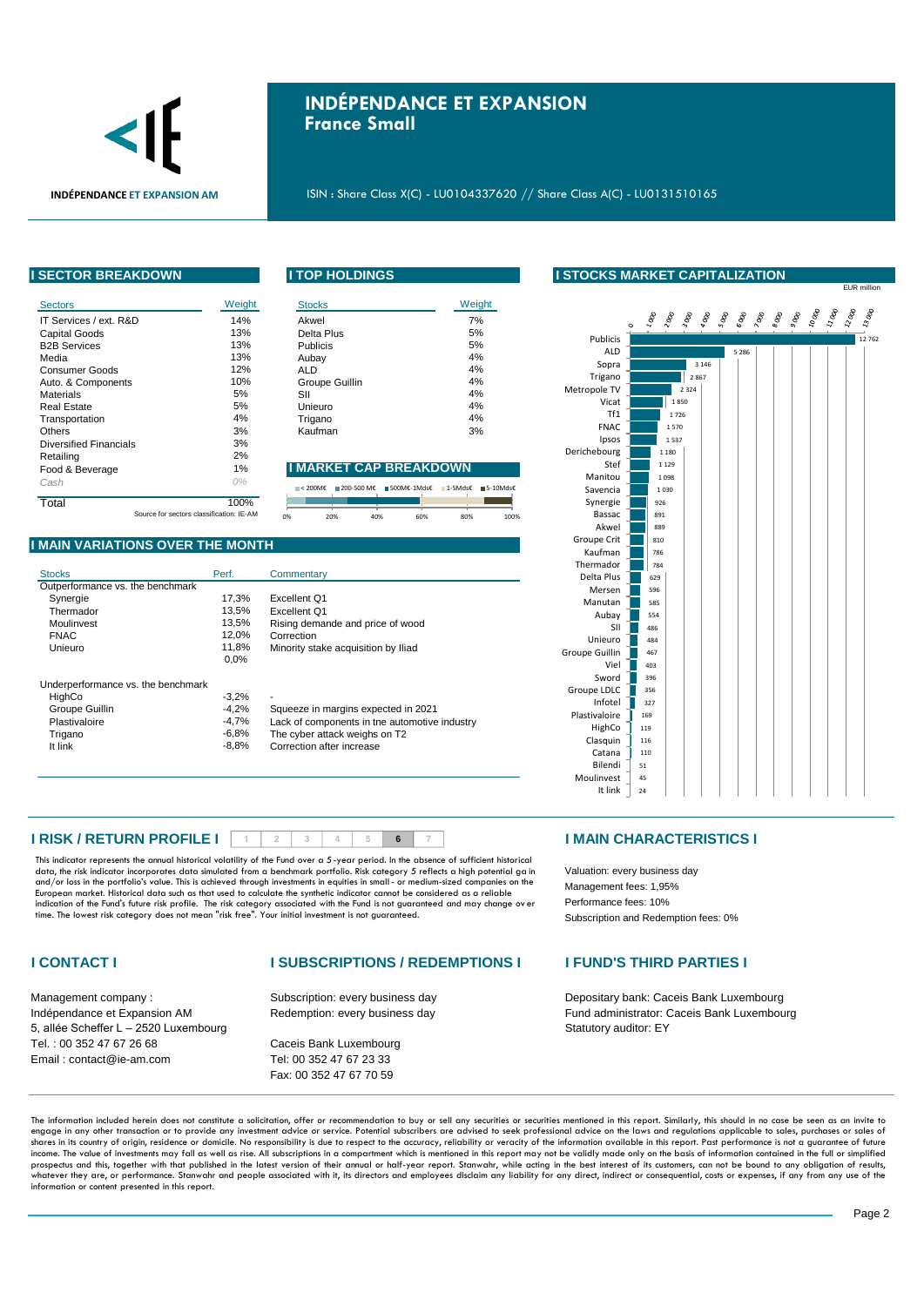# INDÉPENDANCE ET EXPANSION
## France Small

INDÉPENDANCE ET EXPANSION AM

ISIN : Share Class X(C) - LU0104337620 // Share Class A(C) - LU0131510165

## I SECTOR BREAKDOWN

| Sectors | Weight |
|---|---|
| IT Services / ext. R&D | 14% |
| Capital Goods | 13% |
| B2B Services | 13% |
| Media | 13% |
| Consumer Goods | 12% |
| Auto. & Components | 10% |
| Materials | 5% |
| Real Estate | 5% |
| Transportation | 4% |
| Others | 3% |
| Diversified Financials | 3% |
| Retailing | 2% |
| Food & Beverage | 1% |
| *Cash* | *0%* |
| Total | 100% |

Source for sectors classification: IE-AM

## I TOP HOLDINGS

| Stocks | Weight |
|---|---|
| Akwel | 7% |
| Delta Plus | 5% |
| Publicis | 5% |
| Aubay | 4% |
| ALD | 4% |
| Groupe Guillin | 4% |
| SII | 4% |
| Unieuro | 4% |
| Trigano | 4% |
| Kaufman | 3% |

## I MARKET CAP BREAKDOWN

< 200M€ 200-500 M€ 500M€-1Mds€ 1-5Mds€ 5-10Mds€

0% 20% 40% 60% 80% 100%

## I STOCKS MARKET CAPITALIZATION

EUR million

Publicis 12 762
ALD 5 286
Sopra 3 146
Trigano 2 867
Metropole TV 2 324
Vicat 1 850
Tf1 1 726
FNAC 1 570
Ipsos 1 537
Derichebourg 1 180
Stef 1 129
Manitou 1 098
Savencia 1 030
Synergie 926
Bassac 891
Akwel 889
Groupe Crit 810
Kaufman 786
Thermador 784
Delta Plus 629
Mersen 596
Manutan 585
Aubay 554
SII 486
Unieuro 484
Groupe Guillin 467
Viel 403
Sword 396
Groupe LDLC 356
Infotel 327
Plastivaloire 169
HighCo 119
Clasquin 116
Catana 110
Bilendi 51
Moulinvest 45
It link 24

## I MAIN VARIATIONS OVER THE MONTH

| Stocks | Perf. | Commentary |
|---|---|---|
| Outperformance vs. the benchmark | | |
| Synergie | 17,3% | Excellent Q1 |
| Thermador | 13,5% | Excellent Q1 |
| Moulinvest | 13,5% | Rising demande and price of wood |
| FNAC | 12,0% | Correction |
| Unieuro | 11,8% | Minority stake acquisition by Iliad |
| | 0,0% | |
| Underperformance vs. the benchmark | | |
| HighCo | -3,2% | - |
| Groupe Guillin | -4,2% | Squeeze in margins expected in 2021 |
| Plastivaloire | -4,7% | Lack of components in tne automotive industry |
| Trigano | -6,8% | The cyber attack weighs on T2 |
| It link | -8,8% | Correction after increase |

## I RISK / RETURN PROFILE I

1 2 3 4 5 **6** 7

This indicator represents the annual historical volatility of the Fund over a 5-year period. In the absence of sufficient historical data, the risk indicator incorporates data simulated from a benchmark portfolio. Risk category 5 reflects a high potential gain and/or loss in the portfolio's value. This is achieved through investments in equities in small - or medium-sized companies on the European market. Historical data such as that used to calculate the synthetic indicator cannot be considered as a reliable indication of the Fund's future risk profile. The risk category associated with the Fund is not guaranteed and may change over time. The lowest risk category does not mean "risk free". Your initial investment is not guaranteed.

## I MAIN CHARACTERISTICS I

Valuation: every business day
Management fees: 1,95%
Performance fees: 10%
Subscription and Redemption fees: 0%

## I CONTACT I

Management company :
Indépendance et Expansion AM
5, allée Scheffer L – 2520 Luxembourg
Tel. : 00 352 47 67 26 68
Email : contact@ie-am.com

## I SUBSCRIPTIONS / REDEMPTIONS I

Subscription: every business day
Redemption: every business day

Caceis Bank Luxembourg
Tel: 00 352 47 67 23 33
Fax: 00 352 47 67 70 59

## I FUND'S THIRD PARTIES I

Depositary bank: Caceis Bank Luxembourg
Fund administrator: Caceis Bank Luxembourg
Statutory auditor: EY

The information included herein does not constitute a solicitation, offer or recommendation to buy or sell any securities or securities mentioned in this report. Similarly, this should in no case be seen as an invite to engage in any other transaction or to provide any investment advice or service. Potential subscribers are advised to seek professional advice on the laws and regulations applicable to sales, purchases or sales of shares in its country of origin, residence or domicile. No responsibility is due to respect to the accuracy, reliability or veracity of the information available in this report. Past performance is not a guarantee of future income. The value of investments may fall as well as rise. All subscriptions in a compartment which is mentioned in this report may not be validly made only on the basis of information contained in the full or simplified prospectus and this, together with that published in the latest version of their annual or half-year report. Stanwahr, while acting in the best interest of its customers, can not be bound to any obligation of results, whatever they are, or performance. Stanwahr and people associated with it, its directors and employees disclaim any liability for any direct, indirect or consequential, costs or expenses, if any from any use of the information or content presented in this report.